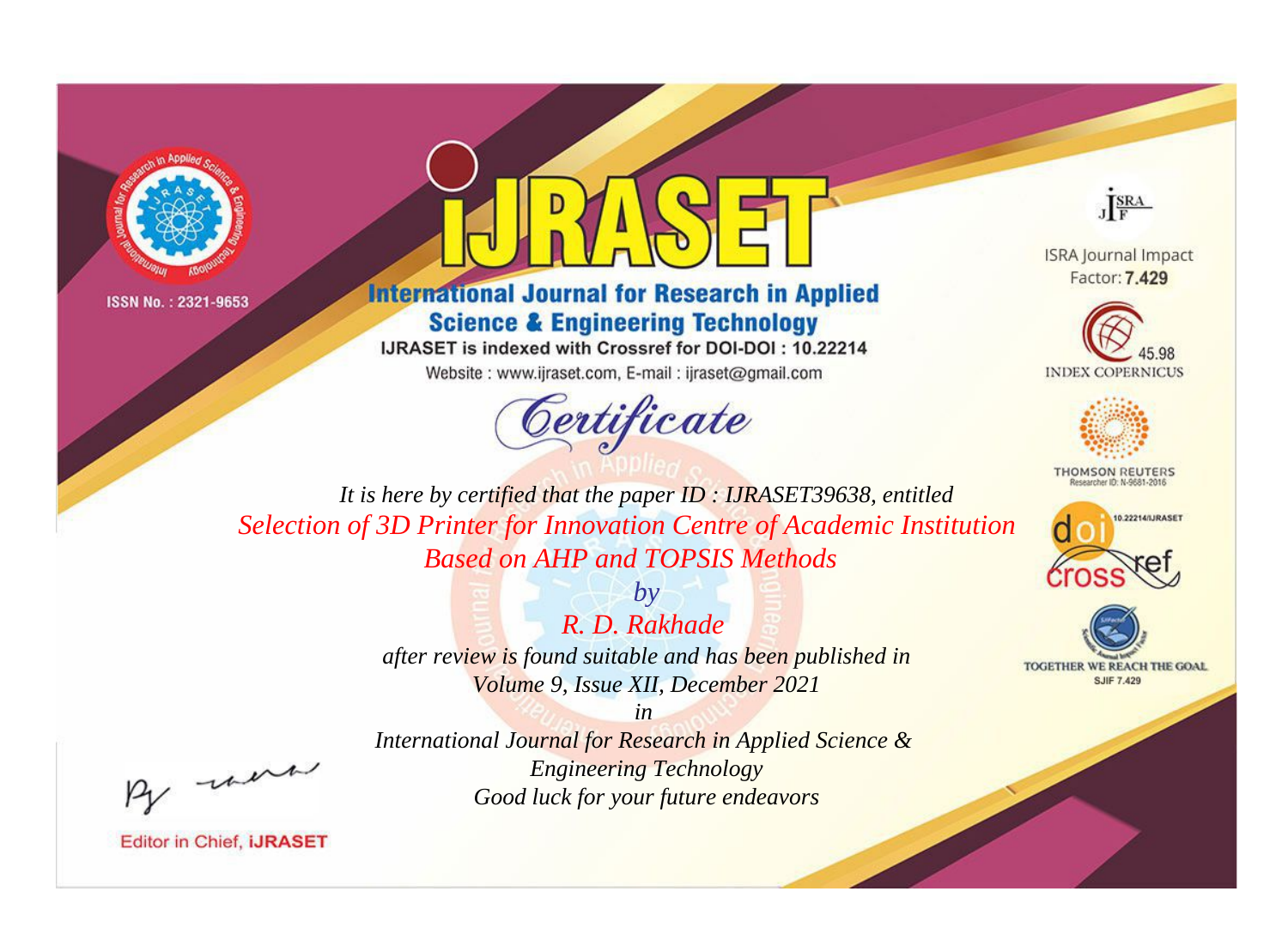ISSN No. : 2321-9653

# IJRASET

## International Journal for Research in Applied Science & Engineering Technology

IJRASET is indexed with Crossref for DOI-DOI : 10.22214

Website : www.ijraset.com, E-mail : ijraset@gmail.com

ISRA Journal Impact Factor: **7.429**

45.98 INDEX COPERNICUS

THOMSON REUTERS Researcher ID: N-9681-2016

10.22214/IJRASET

TOGETHER WE REACH THE GOAL SJIF 7.429

# *Certificate*

*It is here by certified that the paper ID : IJRASET39638, entitled*

*Selection of 3D Printer for Innovation Centre of Academic Institution Based on AHP and TOPSIS Methods*

*by*

*R. D. Rakhade*

*after review is found suitable and has been published in*

*Volume 9, Issue XII, December 2021*

*in*

*International Journal for Research in Applied Science & Engineering Technology*

*Good luck for your future endeavors*

Editor in Chief, **IJRASET**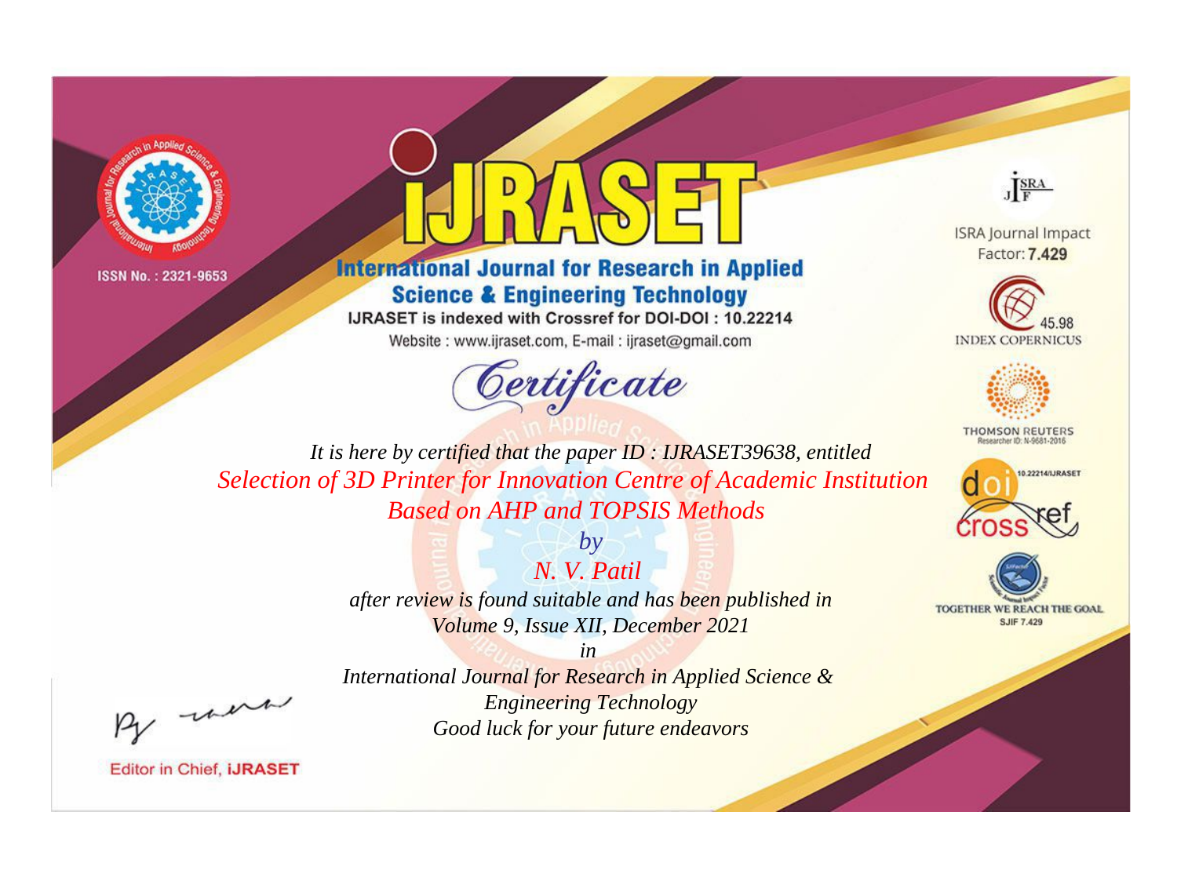ISSN No. : 2321-9653

# iJRASET

## International Journal for Research in Applied Science & Engineering Technology

IJRASET is indexed with Crossref for DOI-DOI : 10.22214

Website : www.ijraset.com, E-mail : ijraset@gmail.com

ISRA Journal Impact Factor: **7.429**

45.98 INDEX COPERNICUS

THOMSON REUTERS Researcher ID: N-9681-2016

10.22214/IJRASET

TOGETHER WE REACH THE GOAL SJIF 7.429

*Certificate*

*It is here by certified that the paper ID : IJRASET39638, entitled*

*Selection of 3D Printer for Innovation Centre of Academic Institution Based on AHP and TOPSIS Methods*

*by*

*N. V. Patil*

*after review is found suitable and has been published in*

*Volume 9, Issue XII, December 2021*

*in*

*International Journal for Research in Applied Science & Engineering Technology*

*Good luck for your future endeavors*

Editor in Chief, **iJRASET**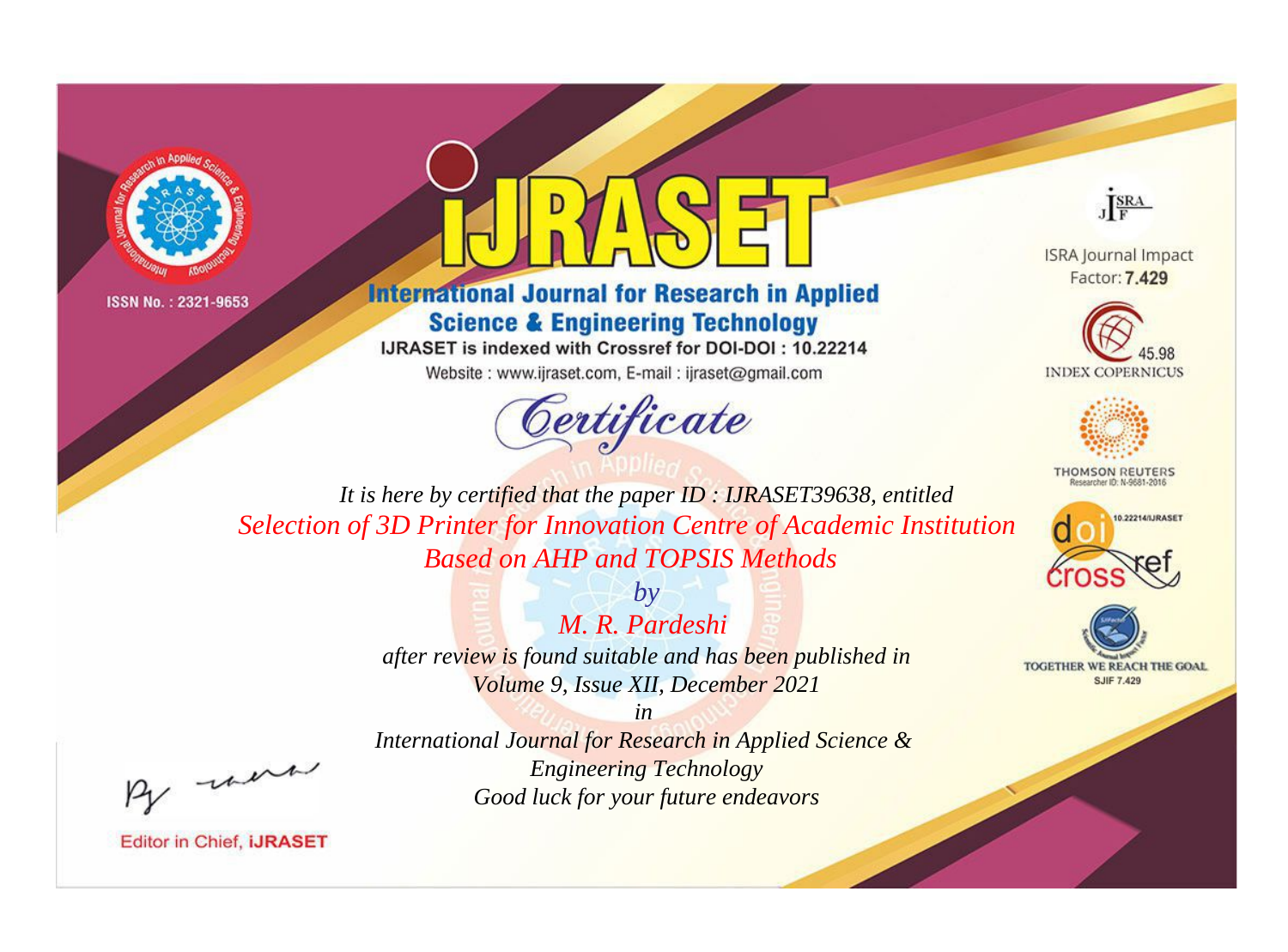ISSN No. : 2321-9653

# iJRASET

## International Journal for Research in Applied Science & Engineering Technology

IJRASET is indexed with Crossref for DOI-DOI : 10.22214

Website : www.ijraset.com, E-mail : ijraset@gmail.com

# Certificate

*It is here by certified that the paper ID : IJRASET39638, entitled*

*Selection of 3D Printer for Innovation Centre of Academic Institution Based on AHP and TOPSIS Methods*

*by*

*M. R. Pardeshi*

*after review is found suitable and has been published in*

*Volume 9, Issue XII, December 2021*

*in*

*International Journal for Research in Applied Science & Engineering Technology*

*Good luck for your future endeavors*

ISRA Journal Impact Factor: **7.429**

45.98 INDEX COPERNICUS

THOMSON REUTERS Researcher ID: N-9681-2016

10.22214/IJRASET

TOGETHER WE REACH THE GOAL SJIF 7.429

Editor in Chief, **iJRASET**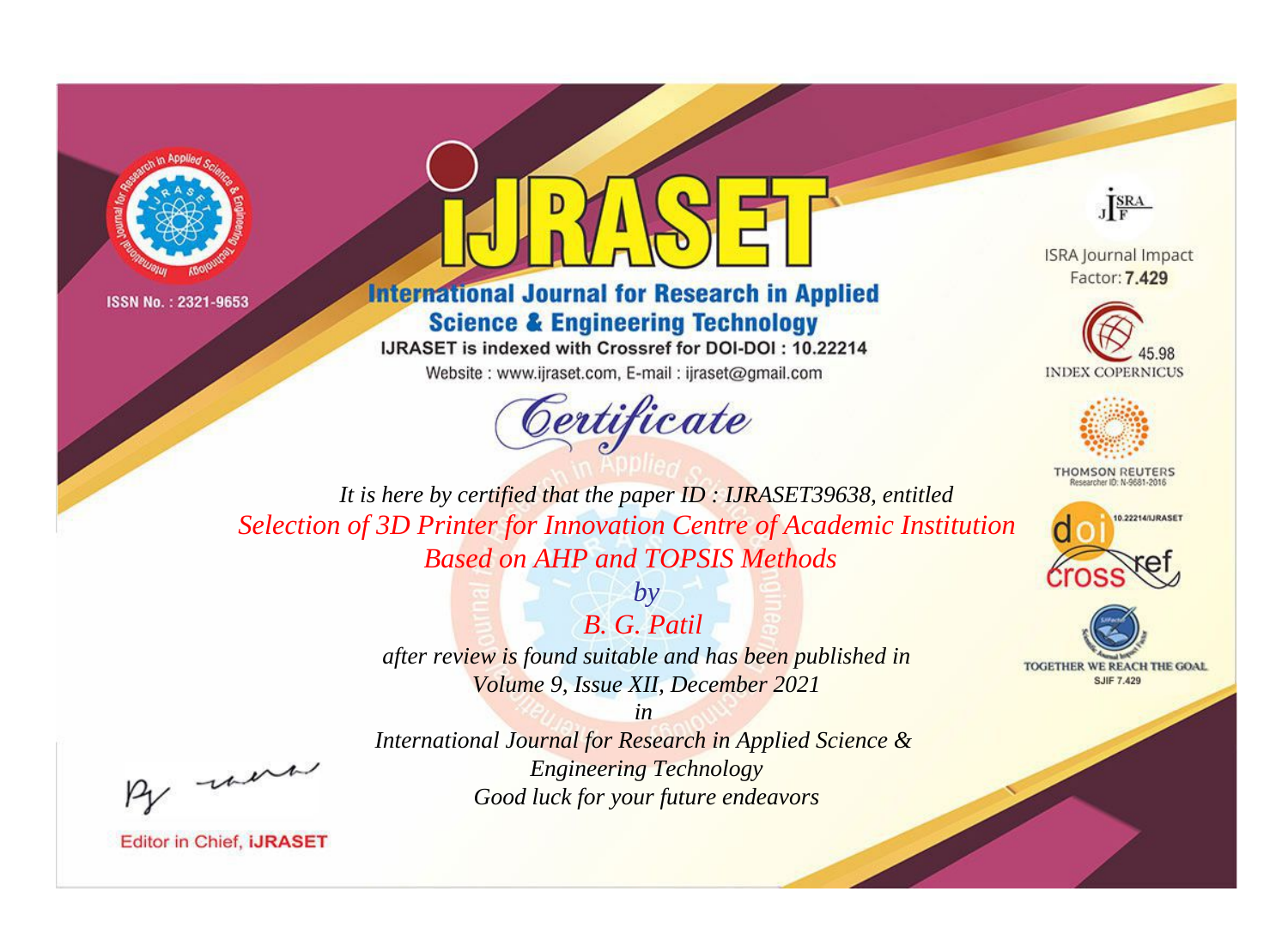ISSN No. : 2321-9653

# IJRASET

## International Journal for Research in Applied Science & Engineering Technology

IJRASET is indexed with Crossref for DOI-DOI : 10.22214

Website : www.ijraset.com, E-mail : ijraset@gmail.com

*Certificate*

*It is here by certified that the paper ID : IJRASET39638, entitled*

*Selection of 3D Printer for Innovation Centre of Academic Institution Based on AHP and TOPSIS Methods*

*by*

*B. G. Patil*

*after review is found suitable and has been published in Volume 9, Issue XII, December 2021*

*in*

*International Journal for Research in Applied Science & Engineering Technology*

*Good luck for your future endeavors*

ISRA Journal Impact Factor: **7.429**

45.98 INDEX COPERNICUS

THOMSON REUTERS Researcher ID: N-9681-2016

10.22214/IJRASET

TOGETHER WE REACH THE GOAL SJIF 7.429

Editor in Chief, **iJRASET**